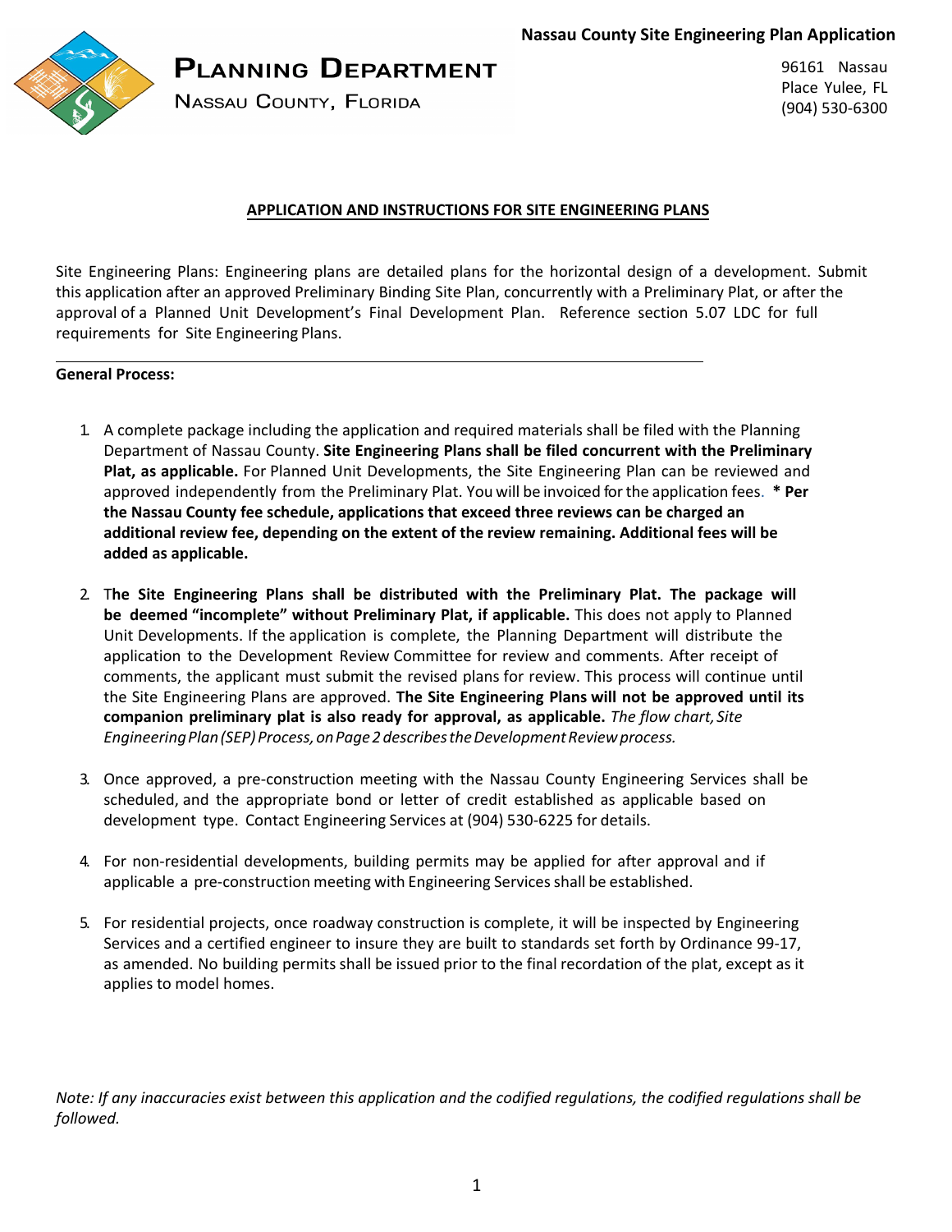**Nassau County Site Engineering Plan Application**

**PLANNING DEPARTMENT**
NASSAU COUNTY, FLORIDA

96161 Nassau Place Yulee, FL
(904) 530-6300

## APPLICATION AND INSTRUCTIONS FOR SITE ENGINEERING PLANS

Site Engineering Plans: Engineering plans are detailed plans for the horizontal design of a development. Submit this application after an approved Preliminary Binding Site Plan, concurrently with a Preliminary Plat, or after the approval of a Planned Unit Development's Final Development Plan. Reference section 5.07 LDC for full requirements for Site Engineering Plans.

---

**General Process:**

1. A complete package including the application and required materials shall be filed with the Planning Department of Nassau County. **Site Engineering Plans shall be filed concurrent with the Preliminary Plat, as applicable.** For Planned Unit Developments, the Site Engineering Plan can be reviewed and approved independently from the Preliminary Plat. You will be invoiced for the application fees. **\* Per the Nassau County fee schedule, applications that exceed three reviews can be charged an additional review fee, depending on the extent of the review remaining. Additional fees will be added as applicable.**

2. T**he Site Engineering Plans shall be distributed with the Preliminary Plat. The package will be deemed "incomplete" without Preliminary Plat, if applicable.** This does not apply to Planned Unit Developments. If the application is complete, the Planning Department will distribute the application to the Development Review Committee for review and comments. After receipt of comments, the applicant must submit the revised plans for review. This process will continue until the Site Engineering Plans are approved. **The Site Engineering Plans will not be approved until its companion preliminary plat is also ready for approval, as applicable.** *The flow chart, Site Engineering Plan (SEP) Process, on Page 2 describes the Development Review process.*

3. Once approved, a pre-construction meeting with the Nassau County Engineering Services shall be scheduled, and the appropriate bond or letter of credit established as applicable based on development type. Contact Engineering Services at (904) 530-6225 for details.

4. For non-residential developments, building permits may be applied for after approval and if applicable a pre-construction meeting with Engineering Services shall be established.

5. For residential projects, once roadway construction is complete, it will be inspected by Engineering Services and a certified engineer to insure they are built to standards set forth by Ordinance 99-17, as amended. No building permits shall be issued prior to the final recordation of the plat, except as it applies to model homes.

*Note: If any inaccuracies exist between this application and the codified regulations, the codified regulations shall be followed.*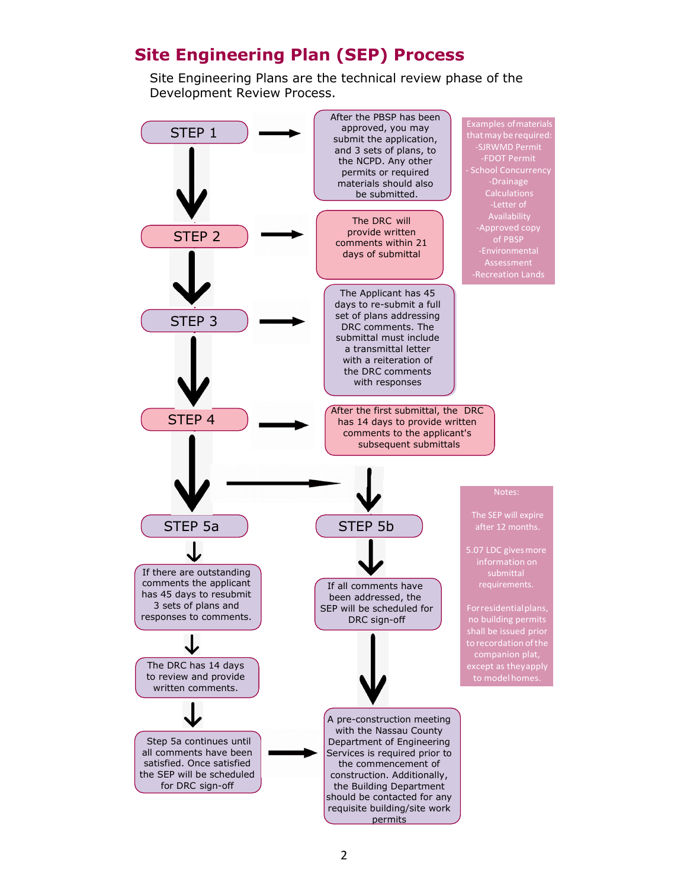## Site Engineering Plan (SEP) Process

Site Engineering Plans are the technical review phase of the Development Review Process.

**STEP 1** → After the PBSP has been approved, you may submit the application, and 3 sets of plans, to the NCPD. Any other permits or required materials should also be submitted.

Examples of materials that may be required:
- SJRWMD Permit
- FDOT Permit
- School Concurrency
- Drainage Calculations
- Letter of Availability
- Approved copy of PBSP
- Environmental Assessment
- Recreation Lands

**STEP 2** → The DRC will provide written comments within 21 days of submittal

**STEP 3** → The Applicant has 45 days to re-submit a full set of plans addressing DRC comments. The submittal must include a transmittal letter with a reiteration of the DRC comments with responses

**STEP 4** → After the first submittal, the DRC has 14 days to provide written comments to the applicant's subsequent submittals

**STEP 5a**

- If there are outstanding comments the applicant has 45 days to resubmit 3 sets of plans and responses to comments.
- The DRC has 14 days to review and provide written comments.
- Step 5a continues until all comments have been satisfied. Once satisfied the SEP will be scheduled for DRC sign-off

**STEP 5b**

- If all comments have been addressed, the SEP will be scheduled for DRC sign-off

A pre-construction meeting with the Nassau County Department of Engineering Services is required prior to the commencement of construction. Additionally, the Building Department should be contacted for any requisite building/site work permits

Notes:

The SEP will expire after 12 months.

5.07 LDC gives more information on submittal requirements.

For residential plans, no building permits shall be issued prior to recordation of the companion plat, except as they apply to model homes.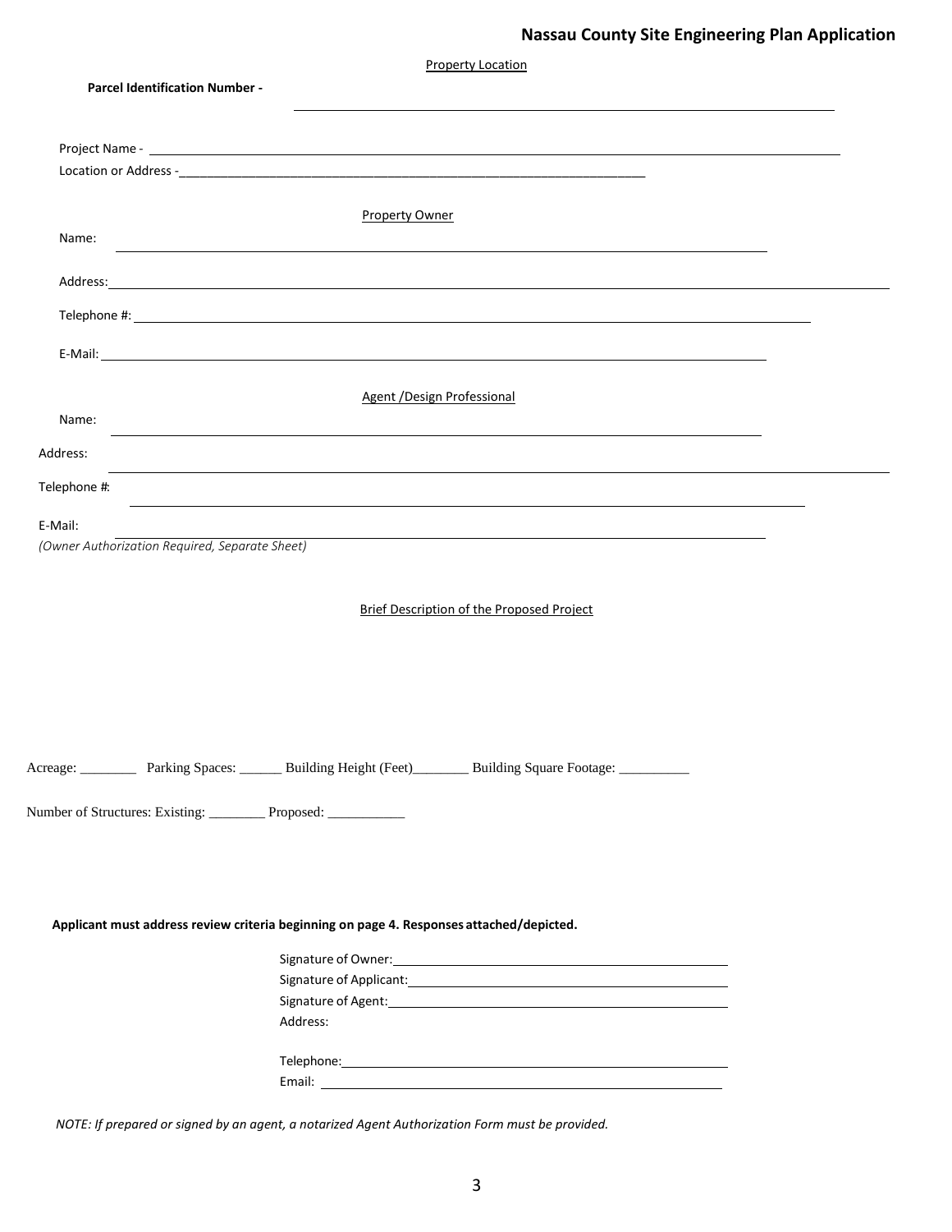# Nassau County Site Engineering Plan Application

Property Location

**Parcel Identification Number -** ______________________________

Project Name - ______________________________

Location or Address -______________________________

Property Owner

Name: ______________________________

Address: ______________________________

Telephone #: ______________________________

E-Mail: ______________________________

Agent /Design Professional

Name: ______________________________

Address: ______________________________

Telephone #: ______________________________

E-Mail: ______________________________

*(Owner Authorization Required, Separate Sheet)*

Brief Description of the Proposed Project

Acreage: ________ Parking Spaces: ______ Building Height (Feet)________ Building Square Footage: __________

Number of Structures: Existing: ________ Proposed: ___________

**Applicant must address review criteria beginning on page 4. Responses attached/depicted.**

Signature of Owner: ______________________________

Signature of Applicant: ______________________________

Signature of Agent: ______________________________

Address:

Telephone: ______________________________

Email: ______________________________

*NOTE: If prepared or signed by an agent, a notarized Agent Authorization Form must be provided.*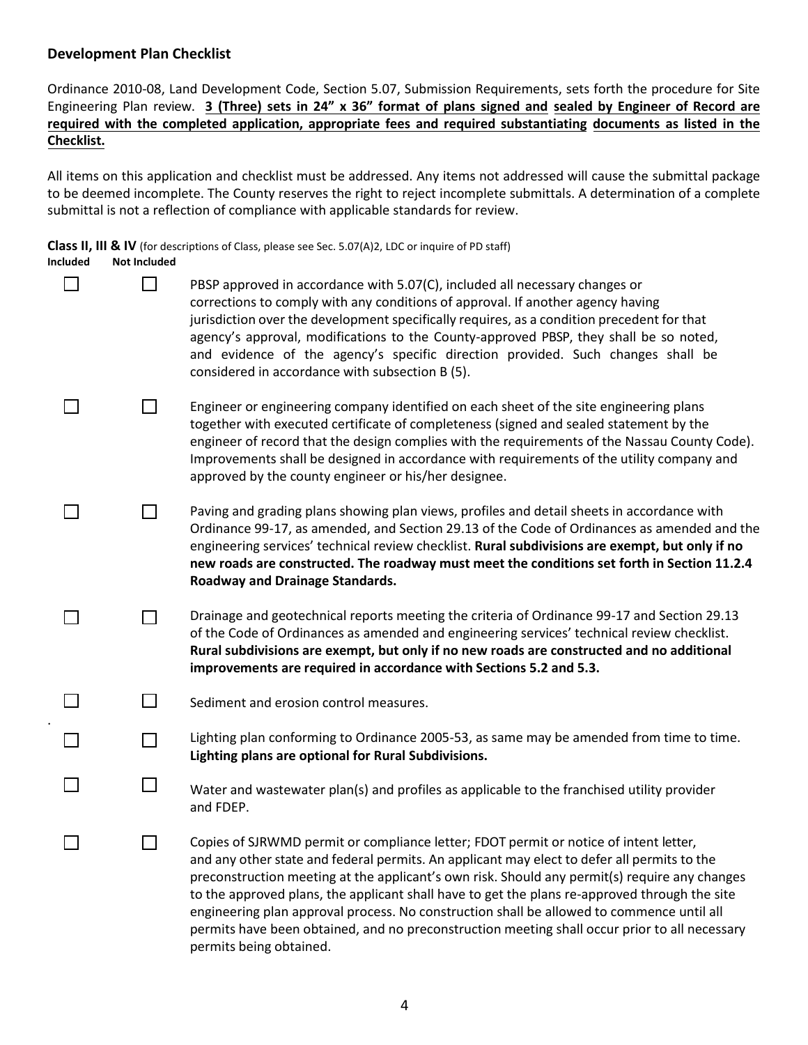## Development Plan Checklist

Ordinance 2010-08, Land Development Code, Section 5.07, Submission Requirements, sets forth the procedure for Site Engineering Plan review. **3 (Three) sets in 24" x 36" format of plans signed and sealed by Engineer of Record are required with the completed application, appropriate fees and required substantiating documents as listed in the Checklist.**

All items on this application and checklist must be addressed. Any items not addressed will cause the submittal package to be deemed incomplete. The County reserves the right to reject incomplete submittals. A determination of a complete submittal is not a reflection of compliance with applicable standards for review.

**Class II, III & IV** (for descriptions of Class, please see Sec. 5.07(A)2, LDC or inquire of PD staff)

| Included | Not Included | |
|---|---|---|
| ☐ | ☐ | PBSP approved in accordance with 5.07(C), included all necessary changes or corrections to comply with any conditions of approval. If another agency having jurisdiction over the development specifically requires, as a condition precedent for that agency's approval, modifications to the County-approved PBSP, they shall be so noted, and evidence of the agency's specific direction provided. Such changes shall be considered in accordance with subsection B (5). |
| ☐ | ☐ | Engineer or engineering company identified on each sheet of the site engineering plans together with executed certificate of completeness (signed and sealed statement by the engineer of record that the design complies with the requirements of the Nassau County Code). Improvements shall be designed in accordance with requirements of the utility company and approved by the county engineer or his/her designee. |
| ☐ | ☐ | Paving and grading plans showing plan views, profiles and detail sheets in accordance with Ordinance 99-17, as amended, and Section 29.13 of the Code of Ordinances as amended and the engineering services' technical review checklist. **Rural subdivisions are exempt, but only if no new roads are constructed. The roadway must meet the conditions set forth in Section 11.2.4 Roadway and Drainage Standards.** |
| ☐ | ☐ | Drainage and geotechnical reports meeting the criteria of Ordinance 99-17 and Section 29.13 of the Code of Ordinances as amended and engineering services' technical review checklist. **Rural subdivisions are exempt, but only if no new roads are constructed and no additional improvements are required in accordance with Sections 5.2 and 5.3.** |
| ☐ | ☐ | Sediment and erosion control measures. |
| ☐ | ☐ | Lighting plan conforming to Ordinance 2005-53, as same may be amended from time to time. **Lighting plans are optional for Rural Subdivisions.** |
| ☐ | ☐ | Water and wastewater plan(s) and profiles as applicable to the franchised utility provider and FDEP. |
| ☐ | ☐ | Copies of SJRWMD permit or compliance letter; FDOT permit or notice of intent letter, and any other state and federal permits. An applicant may elect to defer all permits to the preconstruction meeting at the applicant's own risk. Should any permit(s) require any changes to the approved plans, the applicant shall have to get the plans re-approved through the site engineering plan approval process. No construction shall be allowed to commence until all permits have been obtained, and no preconstruction meeting shall occur prior to all necessary permits being obtained. |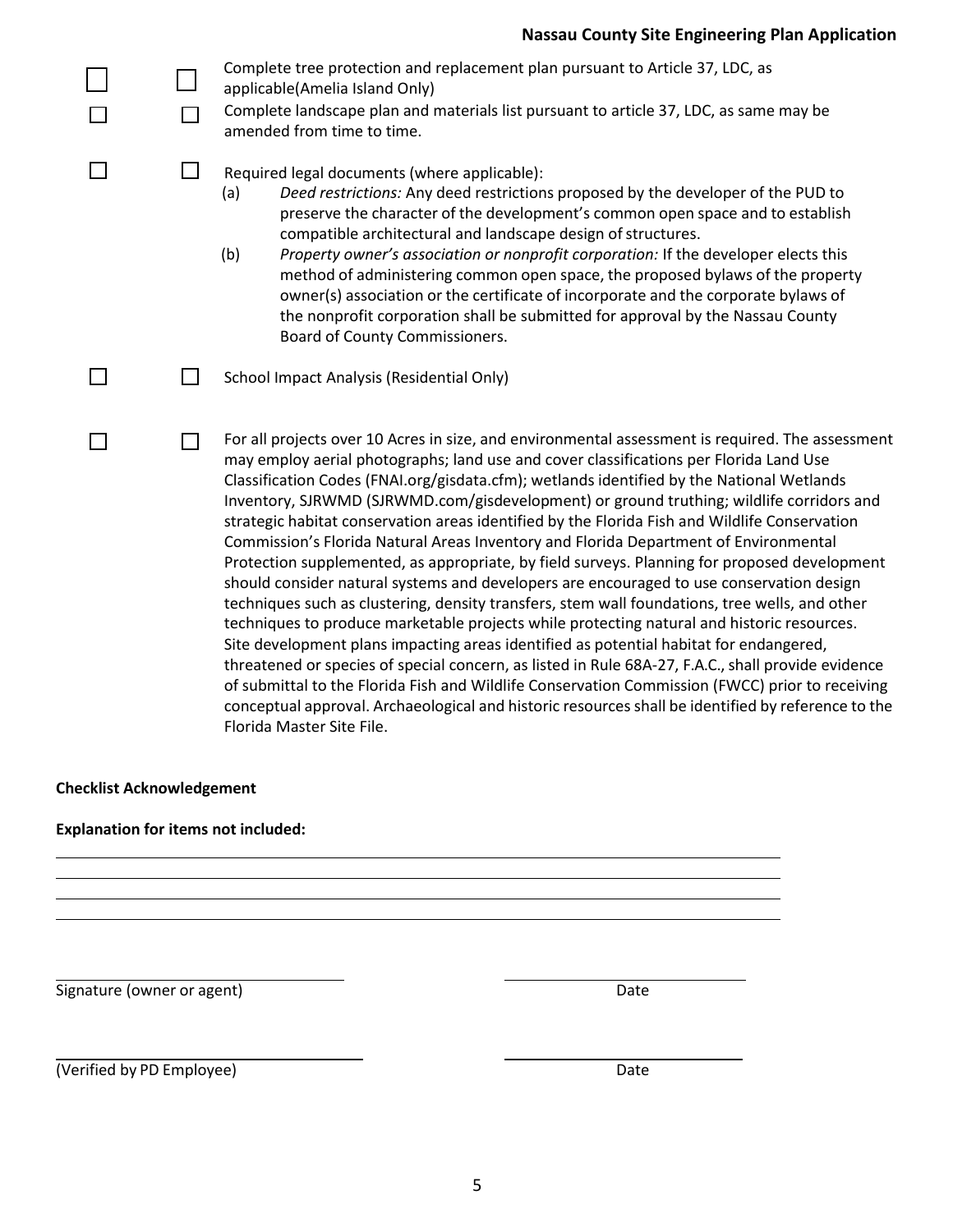| | | |
|---|---|---|
| ☐ | ☐ | Complete tree protection and replacement plan pursuant to Article 37, LDC, as applicable(Amelia Island Only) |
| ☐ | ☐ | Complete landscape plan and materials list pursuant to article 37, LDC, as same may be amended from time to time. |
| ☐ | ☐ | Required legal documents (where applicable):<br>(a) *Deed restrictions:* Any deed restrictions proposed by the developer of the PUD to preserve the character of the development's common open space and to establish compatible architectural and landscape design of structures.<br>(b) *Property owner's association or nonprofit corporation:* If the developer elects this method of administering common open space, the proposed bylaws of the property owner(s) association or the certificate of incorporate and the corporate bylaws of the nonprofit corporation shall be submitted for approval by the Nassau County Board of County Commissioners. |
| ☐ | ☐ | School Impact Analysis (Residential Only) |
| ☐ | ☐ | For all projects over 10 Acres in size, and environmental assessment is required. The assessment may employ aerial photographs; land use and cover classifications per Florida Land Use Classification Codes (FNAI.org/gisdata.cfm); wetlands identified by the National Wetlands Inventory, SJRWMD (SJRWMD.com/gisdevelopment) or ground truthing; wildlife corridors and strategic habitat conservation areas identified by the Florida Fish and Wildlife Conservation Commission's Florida Natural Areas Inventory and Florida Department of Environmental Protection supplemented, as appropriate, by field surveys. Planning for proposed development should consider natural systems and developers are encouraged to use conservation design techniques such as clustering, density transfers, stem wall foundations, tree wells, and other techniques to produce marketable projects while protecting natural and historic resources. Site development plans impacting areas identified as potential habitat for endangered, threatened or species of special concern, as listed in Rule 68A-27, F.A.C., shall provide evidence of submittal to the Florida Fish and Wildlife Conservation Commission (FWCC) prior to receiving conceptual approval. Archaeological and historic resources shall be identified by reference to the Florida Master Site File. |

**Checklist Acknowledgement**

**Explanation for items not included:**

\_\_\_\_\_\_\_\_\_\_\_\_\_\_\_\_\_\_\_\_\_\_\_\_\_\_\_\_\_\_\_\_\_\_\_\_\_\_\_\_\_\_\_\_\_\_\_\_\_\_\_\_\_\_\_\_\_\_\_\_\_\_\_\_\_\_\_\_\_\_

\_\_\_\_\_\_\_\_\_\_\_\_\_\_\_\_\_\_\_\_\_\_\_\_\_\_\_\_\_\_\_\_\_\_\_\_\_\_\_\_\_\_\_\_\_\_\_\_\_\_\_\_\_\_\_\_\_\_\_\_\_\_\_\_\_\_\_\_\_\_

\_\_\_\_\_\_\_\_\_\_\_\_\_\_\_\_\_\_\_\_\_\_\_\_\_\_\_\_\_\_\_\_\_\_\_\_\_\_\_\_\_\_\_\_\_\_\_\_\_\_\_\_\_\_\_\_\_\_\_\_\_\_\_\_\_\_\_\_\_\_

\_\_\_\_\_\_\_\_\_\_\_\_\_\_\_\_\_\_\_\_\_\_\_\_\_\_\_\_\_\_\_\_\_\_\_\_\_\_\_\_\_\_\_\_\_\_\_\_\_\_\_\_\_\_\_\_\_\_\_\_\_\_\_\_\_\_\_\_\_\_

\_\_\_\_\_\_\_\_\_\_\_\_\_\_\_\_\_\_\_\_\_\_\_\_\_\_\_\_ \_\_\_\_\_\_\_\_\_\_\_\_\_\_\_\_\_\_\_\_\_\_\_\_

Signature (owner or agent) Date

\_\_\_\_\_\_\_\_\_\_\_\_\_\_\_\_\_\_\_\_\_\_\_\_\_\_\_\_ \_\_\_\_\_\_\_\_\_\_\_\_\_\_\_\_\_\_\_\_\_\_\_\_

(Verified by PD Employee) Date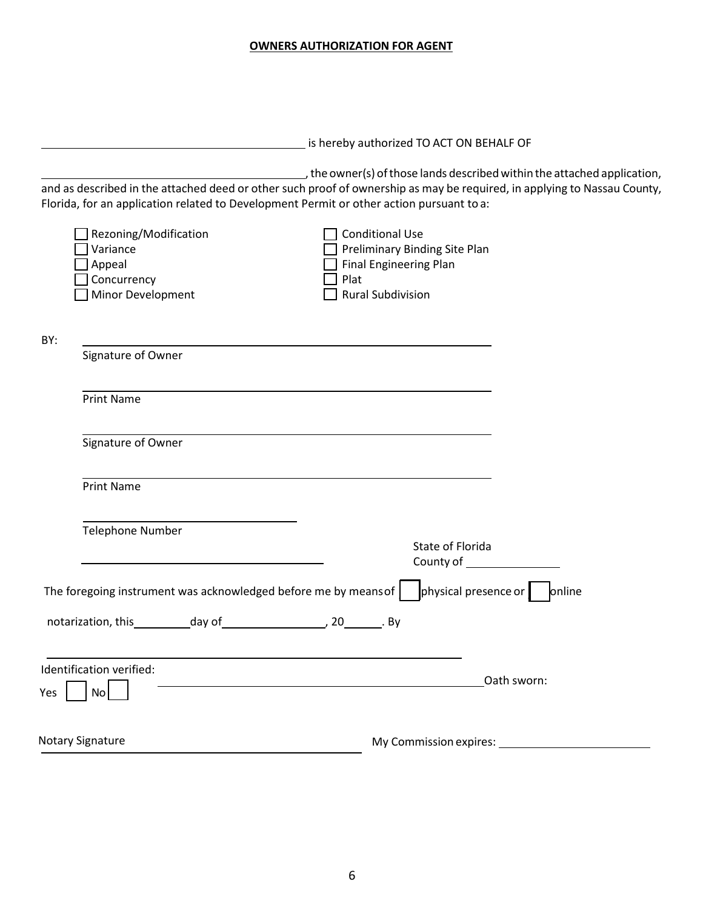**OWNERS AUTHORIZATION FOR AGENT**

\_\_\_\_\_\_\_\_\_\_\_\_\_\_\_\_\_\_\_\_\_\_\_\_\_\_\_\_\_\_\_\_\_\_\_\_\_\_\_\_ is hereby authorized TO ACT ON BEHALF OF

\_\_\_\_\_\_\_\_\_\_\_\_\_\_\_\_\_\_\_\_\_\_\_\_\_\_\_\_\_\_\_\_\_\_\_\_\_\_\_\_, the owner(s) of those lands described within the attached application, and as described in the attached deed or other such proof of ownership as may be required, in applying to Nassau County, Florida, for an application related to Development Permit or other action pursuant to a:

- ☐ Rezoning/Modification
- ☐ Variance
- ☐ Appeal
- ☐ Concurrency
- ☐ Minor Development
- ☐ Conditional Use
- ☐ Preliminary Binding Site Plan
- ☐ Final Engineering Plan
- ☐ Plat
- ☐ Rural Subdivision

BY: \_\_\_\_\_\_\_\_\_\_\_\_\_\_\_\_\_\_\_\_\_\_\_\_\_\_\_\_\_\_\_\_\_\_\_\_\_\_\_\_
Signature of Owner

\_\_\_\_\_\_\_\_\_\_\_\_\_\_\_\_\_\_\_\_\_\_\_\_\_\_\_\_\_\_\_\_\_\_\_\_\_\_\_\_
Print Name

\_\_\_\_\_\_\_\_\_\_\_\_\_\_\_\_\_\_\_\_\_\_\_\_\_\_\_\_\_\_\_\_\_\_\_\_\_\_\_\_
Signature of Owner

\_\_\_\_\_\_\_\_\_\_\_\_\_\_\_\_\_\_\_\_\_\_\_\_\_\_\_\_\_\_\_\_\_\_\_\_\_\_\_\_
Print Name

\_\_\_\_\_\_\_\_\_\_\_\_\_\_\_\_\_\_\_\_\_\_\_\_\_\_\_\_
Telephone Number

State of Florida
County of \_\_\_\_\_\_\_\_\_\_\_\_\_\_\_\_

The foregoing instrument was acknowledged before me by means of ☐ physical presence or ☐ online notarization, this \_\_\_\_\_\_\_\_ day of \_\_\_\_\_\_\_\_\_\_\_\_\_\_\_\_, 20\_\_\_\_\_. By

\_\_\_\_\_\_\_\_\_\_\_\_\_\_\_\_\_\_\_\_\_\_\_\_\_\_\_\_\_\_\_\_\_\_\_\_\_\_\_\_\_\_\_\_\_\_\_\_\_\_\_\_\_\_

Identification verified: \_\_\_\_\_\_\_\_\_\_\_\_\_\_\_\_\_\_\_\_\_\_\_\_\_\_\_\_\_\_\_\_\_\_\_\_\_\_ Oath sworn:
Yes ☐ No ☐

Notary Signature \_\_\_\_\_\_\_\_\_\_\_\_\_\_\_\_\_\_\_\_\_\_\_\_\_\_\_\_\_\_\_\_\_\_\_\_\_\_ My Commission expires: \_\_\_\_\_\_\_\_\_\_\_\_\_\_\_\_\_\_\_\_\_\_\_\_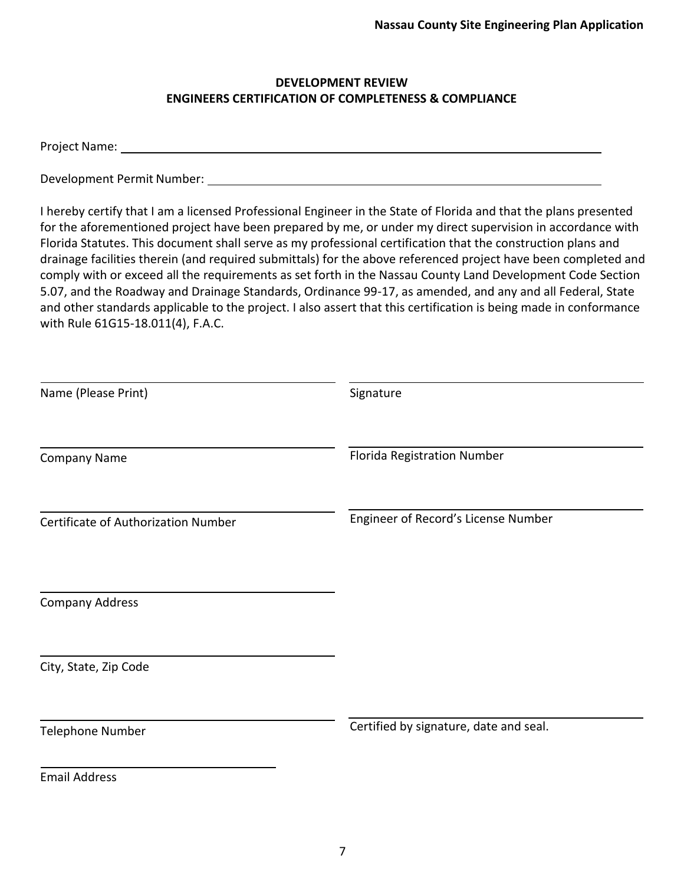## DEVELOPMENT REVIEW
## ENGINEERS CERTIFICATION OF COMPLETENESS & COMPLIANCE

Project Name: ______________________________________________________________

Development Permit Number: __________________________________________________

I hereby certify that I am a licensed Professional Engineer in the State of Florida and that the plans presented for the aforementioned project have been prepared by me, or under my direct supervision in accordance with Florida Statutes. This document shall serve as my professional certification that the construction plans and drainage facilities therein (and required submittals) for the above referenced project have been completed and comply with or exceed all the requirements as set forth in the Nassau County Land Development Code Section 5.07, and the Roadway and Drainage Standards, Ordinance 99-17, as amended, and any and all Federal, State and other standards applicable to the project. I also assert that this certification is being made in conformance with Rule 61G15-18.011(4), F.A.C.

| | |
|---|---|
| ______________________________ | ______________________________ |
| Name (Please Print) | Signature |
| ______________________________ | ______________________________ |
| Company Name | Florida Registration Number |
| ______________________________ | ______________________________ |
| Certificate of Authorization Number | Engineer of Record's License Number |
| ______________________________ | |
| Company Address | |
| ______________________________ | |
| City, State, Zip Code | |
| ______________________________ | ______________________________ |
| Telephone Number | Certified by signature, date and seal. |
| ______________________________ | |
| Email Address | |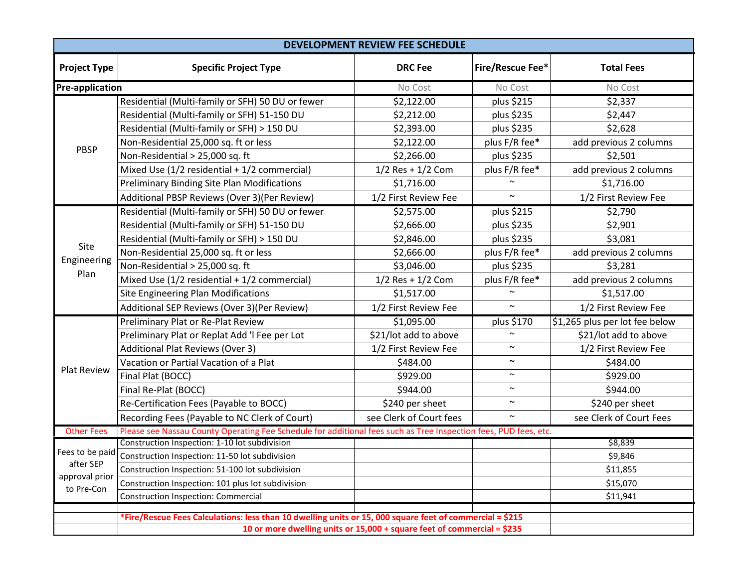## DEVELOPMENT REVIEW FEE SCHEDULE

| Project Type | Specific Project Type | DRC Fee | Fire/Rescue Fee* | Total Fees |
|---|---|---|---|---|
| **Pre-application** | | No Cost | No Cost | No Cost |
| PBSP | Residential (Multi-family or SFH) 50 DU or fewer | $2,122.00 | plus $215 | $2,337 |
| | Residential (Multi-family or SFH) 51-150 DU | $2,212.00 | plus $235 | $2,447 |
| | Residential (Multi-family or SFH) > 150 DU | $2,393.00 | plus $235 | $2,628 |
| | Non-Residential 25,000 sq. ft or less | $2,122.00 | plus F/R fee* | add previous 2 columns |
| | Non-Residential > 25,000 sq. ft | $2,266.00 | plus $235 | $2,501 |
| | Mixed Use (1/2 residential + 1/2 commercial) | 1/2 Res + 1/2 Com | plus F/R fee* | add previous 2 columns |
| | Preliminary Binding Site Plan Modifications | $1,716.00 | ~ | $1,716.00 |
| | Additional PBSP Reviews (Over 3)(Per Review) | 1/2 First Review Fee | ~ | 1/2 First Review Fee |
| Site Engineering Plan | Residential (Multi-family or SFH) 50 DU or fewer | $2,575.00 | plus $215 | $2,790 |
| | Residential (Multi-family or SFH) 51-150 DU | $2,666.00 | plus $235 | $2,901 |
| | Residential (Multi-family or SFH) > 150 DU | $2,846.00 | plus $235 | $3,081 |
| | Non-Residential 25,000 sq. ft or less | $2,666.00 | plus F/R fee* | add previous 2 columns |
| | Non-Residential > 25,000 sq. ft | $3,046.00 | plus $235 | $3,281 |
| | Mixed Use (1/2 residential + 1/2 commercial) | 1/2 Res + 1/2 Com | plus F/R fee* | add previous 2 columns |
| | Site Engineering Plan Modifications | $1,517.00 | ~ | $1,517.00 |
| | Additional SEP Reviews (Over 3)(Per Review) | 1/2 First Review Fee | ~ | 1/2 First Review Fee |
| Plat Review | Preliminary Plat or Re-Plat Review | $1,095.00 | plus $170 | $1,265 plus per lot fee below |
| | Preliminary Plat or Replat Add 'l Fee per Lot | $21/lot add to above | ~ | $21/lot add to above |
| | Additional Plat Reviews (Over 3) | 1/2 First Review Fee | ~ | 1/2 First Review Fee |
| | Vacation or Partial Vacation of a Plat | $484.00 | ~ | $484.00 |
| | Final Plat (BOCC) | $929.00 | ~ | $929.00 |
| | Final Re-Plat (BOCC) | $944.00 | ~ | $944.00 |
| | Re-Certification Fees (Payable to BOCC) | $240 per sheet | ~ | $240 per sheet |
| | Recording Fees (Payable to NC Clerk of Court) | see Clerk of Court fees | ~ | see Clerk of Court Fees |
| Other Fees | Please see Nassau County Operating Fee Schedule for additional fees such as Tree Inspection fees, PUD fees, etc. | | | |
| Fees to be paid after SEP approval prior to Pre-Con | Construction Inspection: 1-10 lot subdivision | | | $8,839 |
| | Construction Inspection: 11-50 lot subdivision | | | $9,846 |
| | Construction Inspection: 51-100 lot subdivision | | | $11,855 |
| | Construction Inspection: 101 plus lot subdivision | | | $15,070 |
| | Construction Inspection: Commercial | | | $11,941 |
| | **\*Fire/Rescue Fees Calculations: less than 10 dwelling units or 15, 000 square feet of commercial = $215** | | | |
| | **10 or more dwelling units or 15,000 + square feet of commercial = $235** | | | |